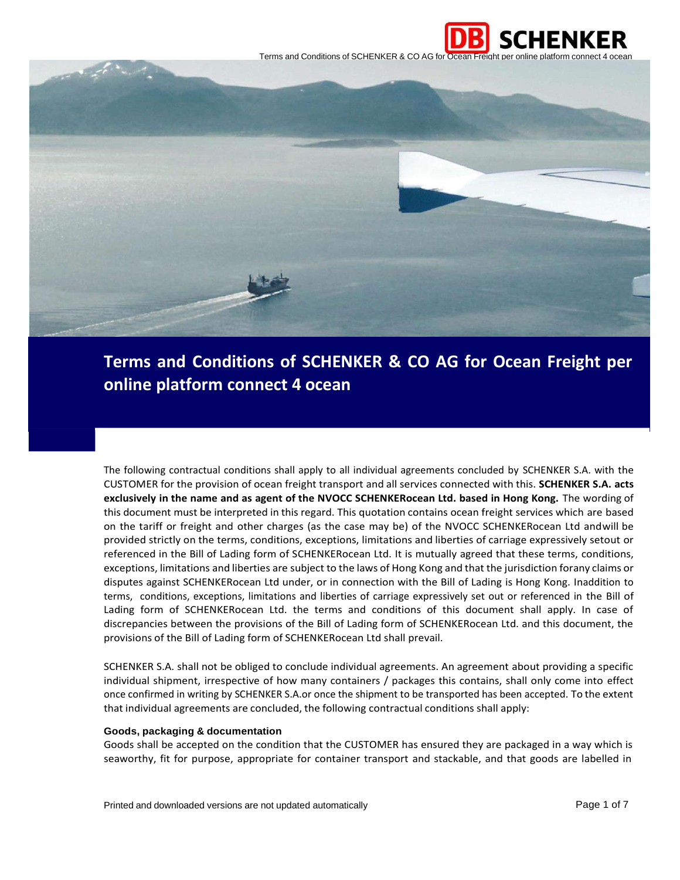# Terms and Conditions of SCHENKER & CO AG for Ocean Freight per online platform connect 4 ocean

The following contractual conditions shall apply to all individual agreements concluded by SCHENKER S.A. with the CUSTOMER for the provision of ocean freight transport and all services connected with this. **SCHENKER S.A. acts exclusively in the name and as agent of the NVOCC SCHENKERocean Ltd. based in Hong Kong.** The wording of this document must be interpreted in this regard. This quotation contains ocean freight services which are based on the tariff or freight and other charges (as the case may be) of the NVOCC SCHENKERocean Ltd andwill be provided strictly on the terms, conditions, exceptions, limitations and liberties of carriage expressively setout or referenced in the Bill of Lading form of SCHENKERocean Ltd. It is mutually agreed that these terms, conditions, exceptions, limitations and liberties are subject to the laws of Hong Kong and that the jurisdiction forany claims or disputes against SCHENKERocean Ltd under, or in connection with the Bill of Lading is Hong Kong. Inaddition to terms, conditions, exceptions, limitations and liberties of carriage expressively set out or referenced in the Bill of Lading form of SCHENKERocean Ltd. the terms and conditions of this document shall apply. In case of discrepancies between the provisions of the Bill of Lading form of SCHENKERocean Ltd. and this document, the provisions of the Bill of Lading form of SCHENKERocean Ltd shall prevail.

SCHENKER S.A. shall not be obliged to conclude individual agreements. An agreement about providing a specific individual shipment, irrespective of how many containers / packages this contains, shall only come into effect once confirmed in writing by SCHENKER S.A.or once the shipment to be transported has been accepted. To the extent that individual agreements are concluded, the following contractual conditions shall apply:

**Goods, packaging & documentation**

Goods shall be accepted on the condition that the CUSTOMER has ensured they are packaged in a way which is seaworthy, fit for purpose, appropriate for container transport and stackable, and that goods are labelled in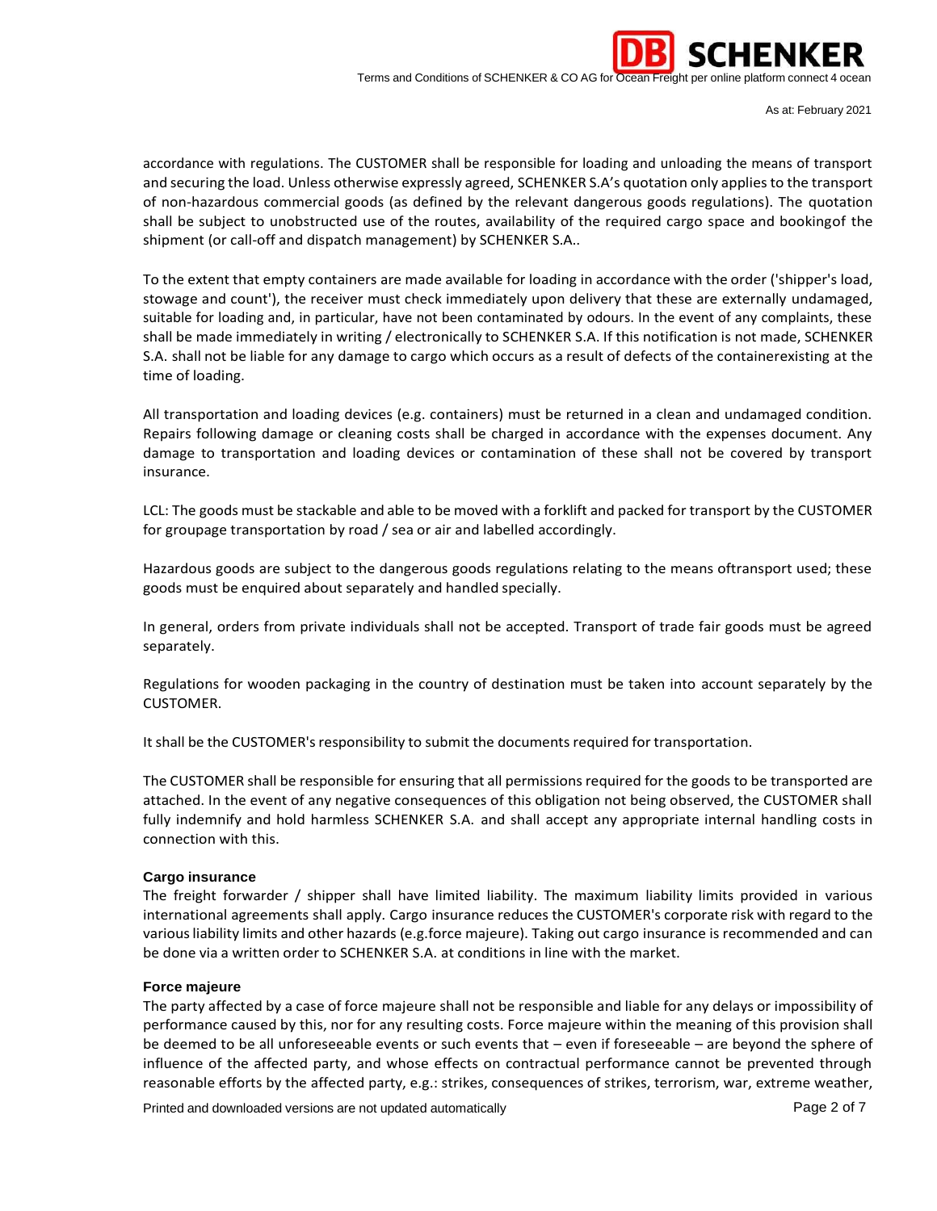accordance with regulations. The CUSTOMER shall be responsible for loading and unloading the means of transport and securing the load. Unless otherwise expressly agreed, SCHENKER S.A's quotation only applies to the transport of non-hazardous commercial goods (as defined by the relevant dangerous goods regulations). The quotation shall be subject to unobstructed use of the routes, availability of the required cargo space and bookingof the shipment (or call-off and dispatch management) by SCHENKER S.A..

To the extent that empty containers are made available for loading in accordance with the order ('shipper's load, stowage and count'), the receiver must check immediately upon delivery that these are externally undamaged, suitable for loading and, in particular, have not been contaminated by odours. In the event of any complaints, these shall be made immediately in writing / electronically to SCHENKER S.A. If this notification is not made, SCHENKER S.A. shall not be liable for any damage to cargo which occurs as a result of defects of the containerexisting at the time of loading.

All transportation and loading devices (e.g. containers) must be returned in a clean and undamaged condition. Repairs following damage or cleaning costs shall be charged in accordance with the expenses document. Any damage to transportation and loading devices or contamination of these shall not be covered by transport insurance.

LCL: The goods must be stackable and able to be moved with a forklift and packed for transport by the CUSTOMER for groupage transportation by road / sea or air and labelled accordingly.

Hazardous goods are subject to the dangerous goods regulations relating to the means oftransport used; these goods must be enquired about separately and handled specially.

In general, orders from private individuals shall not be accepted. Transport of trade fair goods must be agreed separately.

Regulations for wooden packaging in the country of destination must be taken into account separately by the CUSTOMER.

It shall be the CUSTOMER's responsibility to submit the documents required for transportation.

The CUSTOMER shall be responsible for ensuring that all permissions required for the goods to be transported are attached. In the event of any negative consequences of this obligation not being observed, the CUSTOMER shall fully indemnify and hold harmless SCHENKER S.A. and shall accept any appropriate internal handling costs in connection with this.

**Cargo insurance**

The freight forwarder / shipper shall have limited liability. The maximum liability limits provided in various international agreements shall apply. Cargo insurance reduces the CUSTOMER's corporate risk with regard to the various liability limits and other hazards (e.g.force majeure). Taking out cargo insurance is recommended and can be done via a written order to SCHENKER S.A. at conditions in line with the market.

**Force majeure**

The party affected by a case of force majeure shall not be responsible and liable for any delays or impossibility of performance caused by this, nor for any resulting costs. Force majeure within the meaning of this provision shall be deemed to be all unforeseeable events or such events that – even if foreseeable – are beyond the sphere of influence of the affected party, and whose effects on contractual performance cannot be prevented through reasonable efforts by the affected party, e.g.: strikes, consequences of strikes, terrorism, war, extreme weather,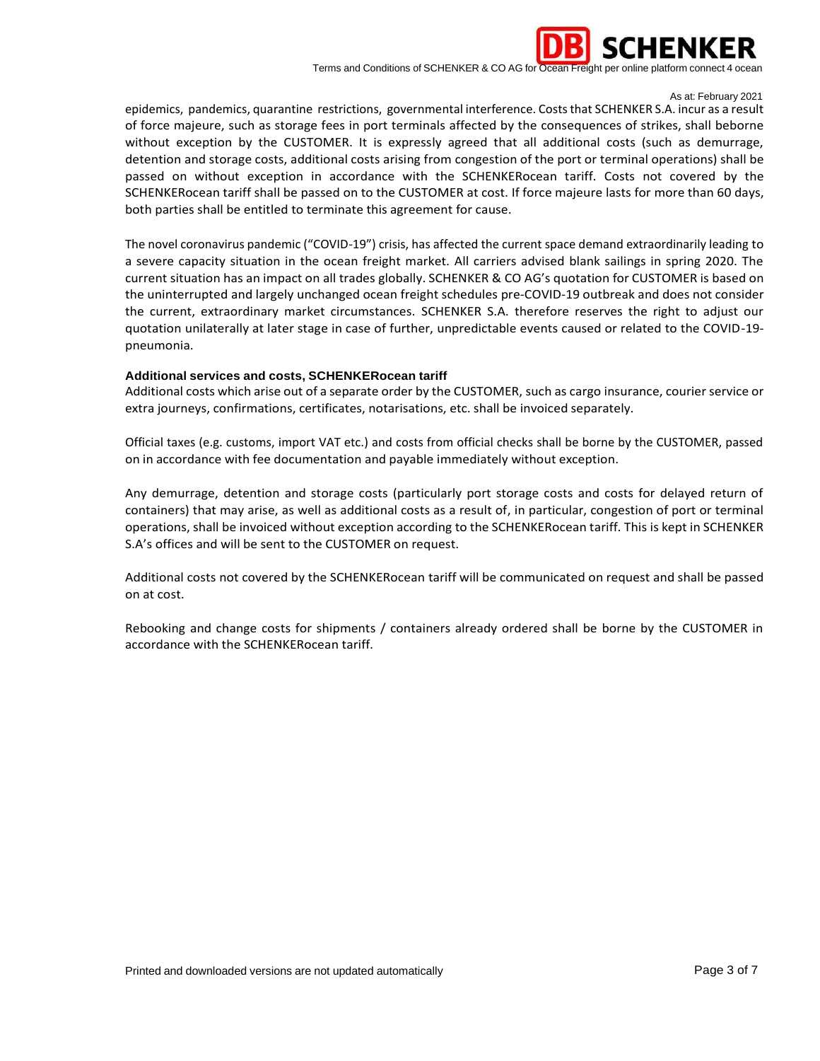epidemics, pandemics, quarantine restrictions, governmental interference. Costs that SCHENKER S.A. incur as a result of force majeure, such as storage fees in port terminals affected by the consequences of strikes, shall beborne without exception by the CUSTOMER. It is expressly agreed that all additional costs (such as demurrage, detention and storage costs, additional costs arising from congestion of the port or terminal operations) shall be passed on without exception in accordance with the SCHENKERocean tariff. Costs not covered by the SCHENKERocean tariff shall be passed on to the CUSTOMER at cost. If force majeure lasts for more than 60 days, both parties shall be entitled to terminate this agreement for cause.

The novel coronavirus pandemic ("COVID-19") crisis, has affected the current space demand extraordinarily leading to a severe capacity situation in the ocean freight market. All carriers advised blank sailings in spring 2020. The current situation has an impact on all trades globally. SCHENKER & CO AG's quotation for CUSTOMER is based on the uninterrupted and largely unchanged ocean freight schedules pre-COVID-19 outbreak and does not consider the current, extraordinary market circumstances. SCHENKER S.A. therefore reserves the right to adjust our quotation unilaterally at later stage in case of further, unpredictable events caused or related to the COVID-19-pneumonia.

**Additional services and costs, SCHENKERocean tariff**

Additional costs which arise out of a separate order by the CUSTOMER, such as cargo insurance, courier service or extra journeys, confirmations, certificates, notarisations, etc. shall be invoiced separately.

Official taxes (e.g. customs, import VAT etc.) and costs from official checks shall be borne by the CUSTOMER, passed on in accordance with fee documentation and payable immediately without exception.

Any demurrage, detention and storage costs (particularly port storage costs and costs for delayed return of containers) that may arise, as well as additional costs as a result of, in particular, congestion of port or terminal operations, shall be invoiced without exception according to the SCHENKERocean tariff. This is kept in SCHENKER S.A's offices and will be sent to the CUSTOMER on request.

Additional costs not covered by the SCHENKERocean tariff will be communicated on request and shall be passed on at cost.

Rebooking and change costs for shipments / containers already ordered shall be borne by the CUSTOMER in accordance with the SCHENKERocean tariff.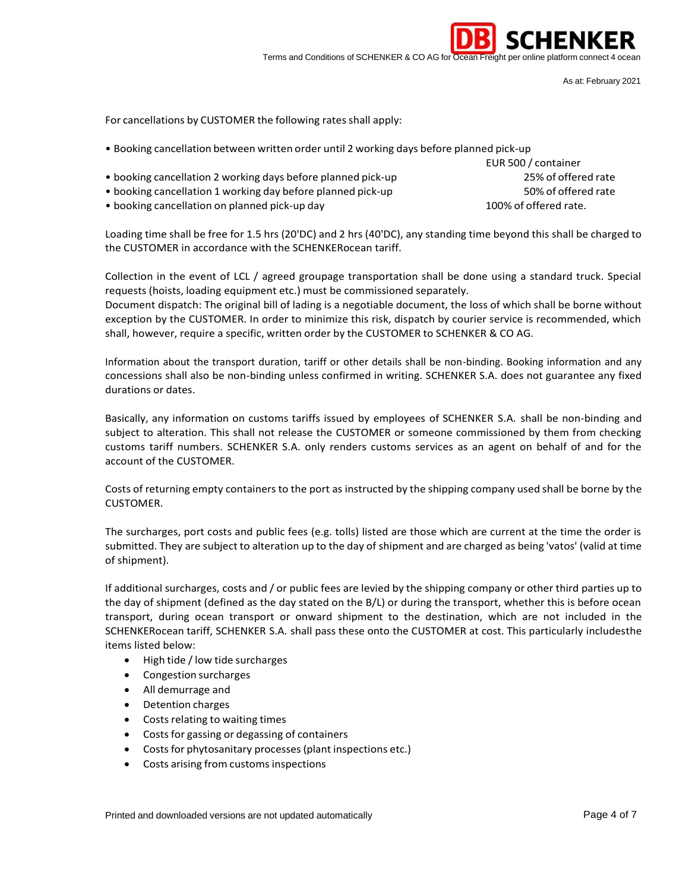For cancellations by CUSTOMER the following rates shall apply:

- Booking cancellation between written order until 2 working days before planned pick-up EUR 500 / container
- booking cancellation 2 working days before planned pick-up 25% of offered rate
- booking cancellation 1 working day before planned pick-up 50% of offered rate
- booking cancellation on planned pick-up day 100% of offered rate.

Loading time shall be free for 1.5 hrs (20'DC) and 2 hrs (40'DC), any standing time beyond this shall be charged to the CUSTOMER in accordance with the SCHENKERocean tariff.

Collection in the event of LCL / agreed groupage transportation shall be done using a standard truck. Special requests (hoists, loading equipment etc.) must be commissioned separately.
Document dispatch: The original bill of lading is a negotiable document, the loss of which shall be borne without exception by the CUSTOMER. In order to minimize this risk, dispatch by courier service is recommended, which shall, however, require a specific, written order by the CUSTOMER to SCHENKER & CO AG.

Information about the transport duration, tariff or other details shall be non-binding. Booking information and any concessions shall also be non-binding unless confirmed in writing. SCHENKER S.A. does not guarantee any fixed durations or dates.

Basically, any information on customs tariffs issued by employees of SCHENKER S.A. shall be non-binding and subject to alteration. This shall not release the CUSTOMER or someone commissioned by them from checking customs tariff numbers. SCHENKER S.A. only renders customs services as an agent on behalf of and for the account of the CUSTOMER.

Costs of returning empty containers to the port as instructed by the shipping company used shall be borne by the CUSTOMER.

The surcharges, port costs and public fees (e.g. tolls) listed are those which are current at the time the order is submitted. They are subject to alteration up to the day of shipment and are charged as being 'vatos' (valid at time of shipment).

If additional surcharges, costs and / or public fees are levied by the shipping company or other third parties up to the day of shipment (defined as the day stated on the B/L) or during the transport, whether this is before ocean transport, during ocean transport or onward shipment to the destination, which are not included in the SCHENKERocean tariff, SCHENKER S.A. shall pass these onto the CUSTOMER at cost. This particularly includesthe items listed below:

- High tide / low tide surcharges
- Congestion surcharges
- All demurrage and
- Detention charges
- Costs relating to waiting times
- Costs for gassing or degassing of containers
- Costs for phytosanitary processes (plant inspections etc.)
- Costs arising from customs inspections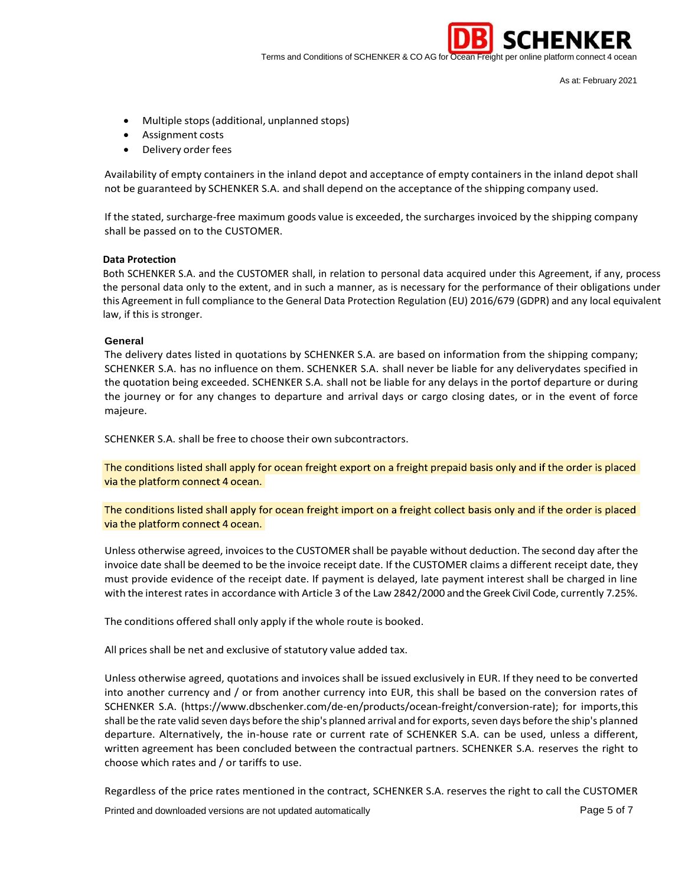- Multiple stops (additional, unplanned stops)
- Assignment costs
- Delivery order fees

Availability of empty containers in the inland depot and acceptance of empty containers in the inland depot shall not be guaranteed by SCHENKER S.A. and shall depend on the acceptance of the shipping company used.

If the stated, surcharge-free maximum goods value is exceeded, the surcharges invoiced by the shipping company shall be passed on to the CUSTOMER.

**Data Protection**

Both SCHENKER S.A. and the CUSTOMER shall, in relation to personal data acquired under this Agreement, if any, process the personal data only to the extent, and in such a manner, as is necessary for the performance of their obligations under this Agreement in full compliance to the General Data Protection Regulation (EU) 2016/679 (GDPR) and any local equivalent law, if this is stronger.

**General**

The delivery dates listed in quotations by SCHENKER S.A. are based on information from the shipping company; SCHENKER S.A. has no influence on them. SCHENKER S.A. shall never be liable for any deliverydates specified in the quotation being exceeded. SCHENKER S.A. shall not be liable for any delays in the portof departure or during the journey or for any changes to departure and arrival days or cargo closing dates, or in the event of force majeure.

SCHENKER S.A. shall be free to choose their own subcontractors.

The conditions listed shall apply for ocean freight export on a freight prepaid basis only and if the order is placed via the platform connect 4 ocean.

The conditions listed shall apply for ocean freight import on a freight collect basis only and if the order is placed via the platform connect 4 ocean.

Unless otherwise agreed, invoices to the CUSTOMER shall be payable without deduction. The second day after the invoice date shall be deemed to be the invoice receipt date. If the CUSTOMER claims a different receipt date, they must provide evidence of the receipt date. If payment is delayed, late payment interest shall be charged in line with the interest rates in accordance with Article 3 of the Law 2842/2000 and the Greek Civil Code, currently 7.25%.

The conditions offered shall only apply if the whole route is booked.

All prices shall be net and exclusive of statutory value added tax.

Unless otherwise agreed, quotations and invoices shall be issued exclusively in EUR. If they need to be converted into another currency and / or from another currency into EUR, this shall be based on the conversion rates of SCHENKER S.A. (https://www.dbschenker.com/de-en/products/ocean-freight/conversion-rate); for imports,this shall be the rate valid seven days before the ship's planned arrival and for exports, seven days before the ship's planned departure. Alternatively, the in-house rate or current rate of SCHENKER S.A. can be used, unless a different, written agreement has been concluded between the contractual partners. SCHENKER S.A. reserves the right to choose which rates and / or tariffs to use.

Regardless of the price rates mentioned in the contract, SCHENKER S.A. reserves the right to call the CUSTOMER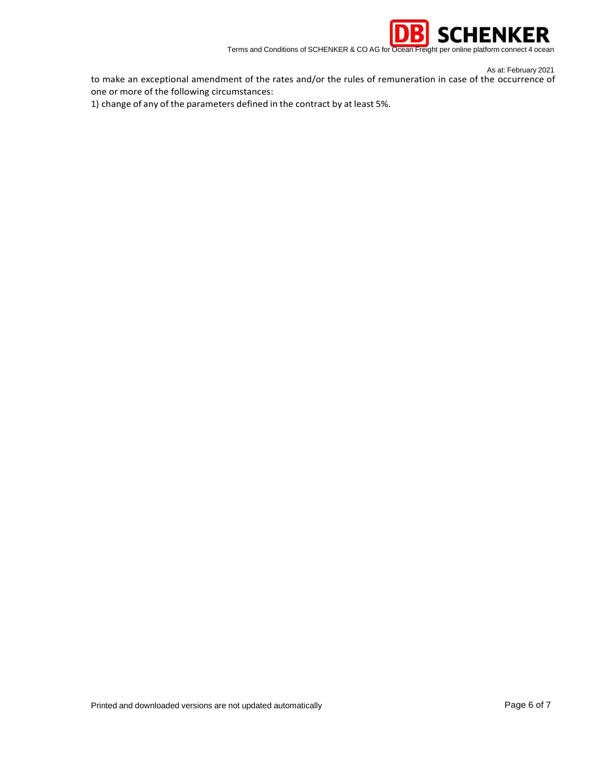to make an exceptional amendment of the rates and/or the rules of remuneration in case of the occurrence of one or more of the following circumstances:

1) change of any of the parameters defined in the contract by at least 5%.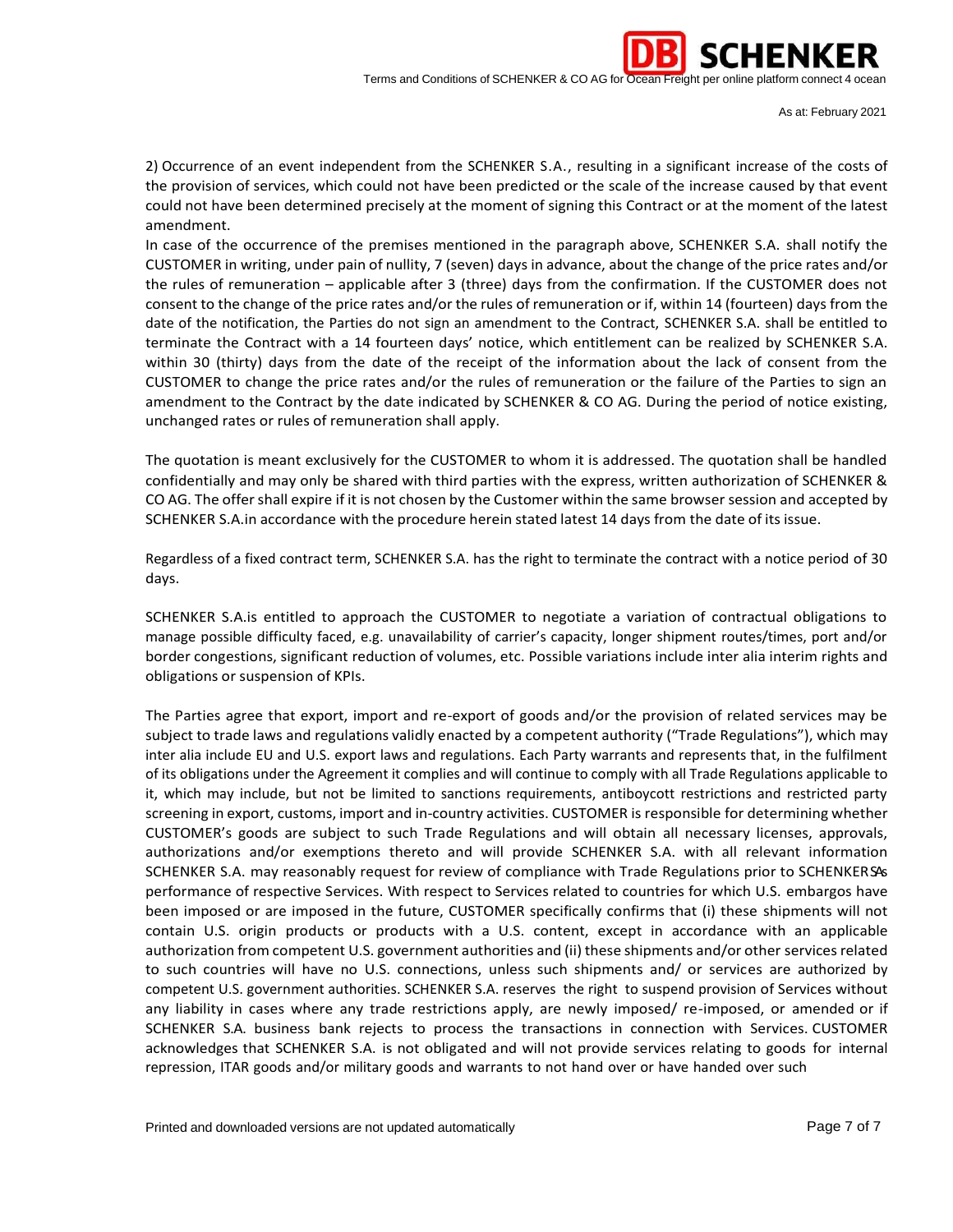2) Occurrence of an event independent from the SCHENKER S.A., resulting in a significant increase of the costs of the provision of services, which could not have been predicted or the scale of the increase caused by that event could not have been determined precisely at the moment of signing this Contract or at the moment of the latest amendment.

In case of the occurrence of the premises mentioned in the paragraph above, SCHENKER S.A. shall notify the CUSTOMER in writing, under pain of nullity, 7 (seven) days in advance, about the change of the price rates and/or the rules of remuneration – applicable after 3 (three) days from the confirmation. If the CUSTOMER does not consent to the change of the price rates and/or the rules of remuneration or if, within 14 (fourteen) days from the date of the notification, the Parties do not sign an amendment to the Contract, SCHENKER S.A. shall be entitled to terminate the Contract with a 14 fourteen days' notice, which entitlement can be realized by SCHENKER S.A. within 30 (thirty) days from the date of the receipt of the information about the lack of consent from the CUSTOMER to change the price rates and/or the rules of remuneration or the failure of the Parties to sign an amendment to the Contract by the date indicated by SCHENKER & CO AG. During the period of notice existing, unchanged rates or rules of remuneration shall apply.

The quotation is meant exclusively for the CUSTOMER to whom it is addressed. The quotation shall be handled confidentially and may only be shared with third parties with the express, written authorization of SCHENKER & CO AG. The offer shall expire if it is not chosen by the Customer within the same browser session and accepted by SCHENKER S.A.in accordance with the procedure herein stated latest 14 days from the date of its issue.

Regardless of a fixed contract term, SCHENKER S.A. has the right to terminate the contract with a notice period of 30 days.

SCHENKER S.A.is entitled to approach the CUSTOMER to negotiate a variation of contractual obligations to manage possible difficulty faced, e.g. unavailability of carrier's capacity, longer shipment routes/times, port and/or border congestions, significant reduction of volumes, etc. Possible variations include inter alia interim rights and obligations or suspension of KPIs.

The Parties agree that export, import and re-export of goods and/or the provision of related services may be subject to trade laws and regulations validly enacted by a competent authority ("Trade Regulations"), which may inter alia include EU and U.S. export laws and regulations. Each Party warrants and represents that, in the fulfilment of its obligations under the Agreement it complies and will continue to comply with all Trade Regulations applicable to it, which may include, but not be limited to sanctions requirements, antiboycott restrictions and restricted party screening in export, customs, import and in-country activities. CUSTOMER is responsible for determining whether CUSTOMER's goods are subject to such Trade Regulations and will obtain all necessary licenses, approvals, authorizations and/or exemptions thereto and will provide SCHENKER S.A. with all relevant information SCHENKER S.A. may reasonably request for review of compliance with Trade Regulations prior to SCHENKER S.A.'s performance of respective Services. With respect to Services related to countries for which U.S. embargos have been imposed or are imposed in the future, CUSTOMER specifically confirms that (i) these shipments will not contain U.S. origin products or products with a U.S. content, except in accordance with an applicable authorization from competent U.S. government authorities and (ii) these shipments and/or other services related to such countries will have no U.S. connections, unless such shipments and/ or services are authorized by competent U.S. government authorities. SCHENKER S.A. reserves the right to suspend provision of Services without any liability in cases where any trade restrictions apply, are newly imposed/ re-imposed, or amended or if SCHENKER S.A. business bank rejects to process the transactions in connection with Services. CUSTOMER acknowledges that SCHENKER S.A. is not obligated and will not provide services relating to goods for internal repression, ITAR goods and/or military goods and warrants to not hand over or have handed over such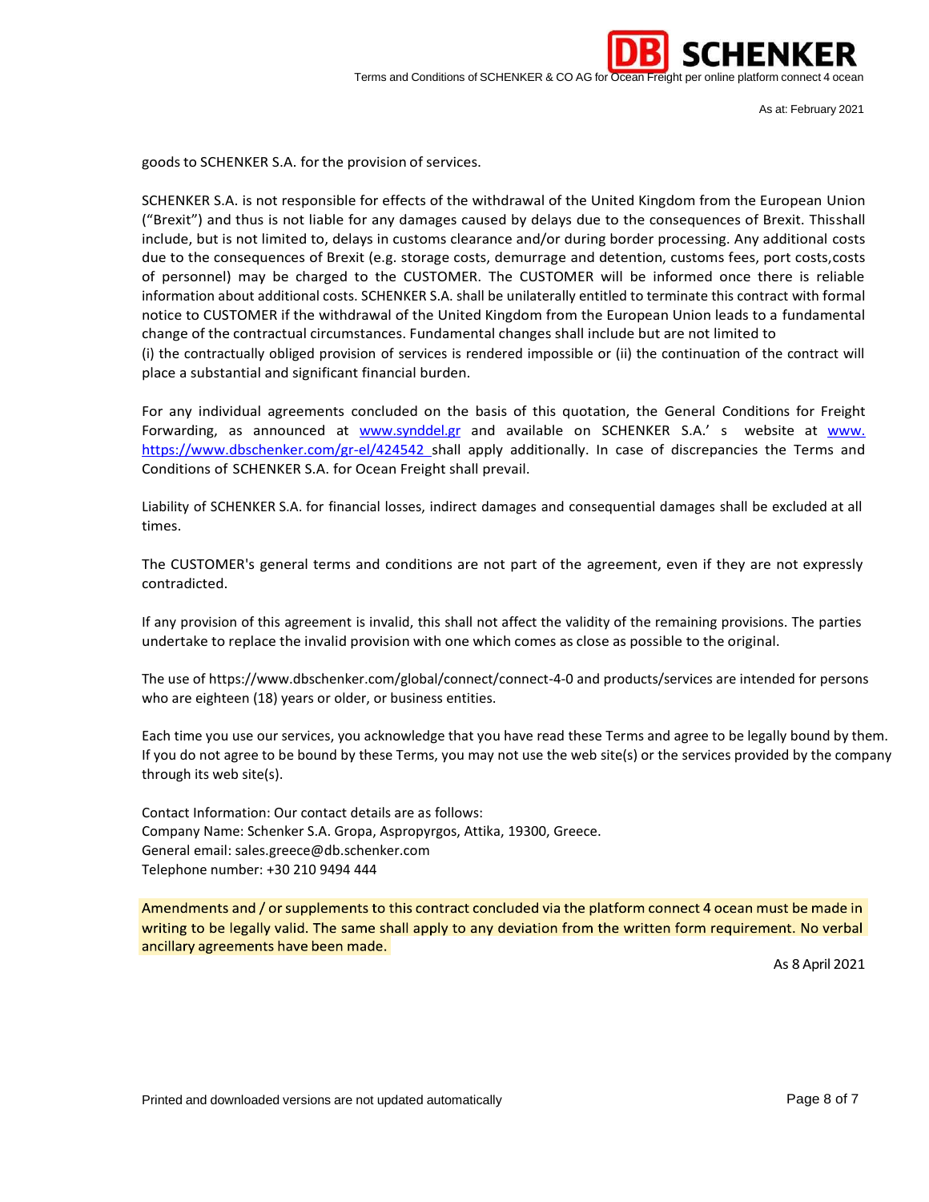goods to SCHENKER S.A. for the provision of services.

SCHENKER S.A. is not responsible for effects of the withdrawal of the United Kingdom from the European Union ("Brexit") and thus is not liable for any damages caused by delays due to the consequences of Brexit. Thisshall include, but is not limited to, delays in customs clearance and/or during border processing. Any additional costs due to the consequences of Brexit (e.g. storage costs, demurrage and detention, customs fees, port costs,costs of personnel) may be charged to the CUSTOMER. The CUSTOMER will be informed once there is reliable information about additional costs. SCHENKER S.A. shall be unilaterally entitled to terminate this contract with formal notice to CUSTOMER if the withdrawal of the United Kingdom from the European Union leads to a fundamental change of the contractual circumstances. Fundamental changes shall include but are not limited to (i) the contractually obliged provision of services is rendered impossible or (ii) the continuation of the contract will place a substantial and significant financial burden.

For any individual agreements concluded on the basis of this quotation, the General Conditions for Freight Forwarding, as announced at [www.synddel.gr](www.synddel.gr) and available on SCHENKER S.A.' s website at [www. https://www.dbschenker.com/gr-el/424542](https://www.dbschenker.com/gr-el/424542) shall apply additionally. In case of discrepancies the Terms and Conditions of SCHENKER S.A. for Ocean Freight shall prevail.

Liability of SCHENKER S.A. for financial losses, indirect damages and consequential damages shall be excluded at all times.

The CUSTOMER's general terms and conditions are not part of the agreement, even if they are not expressly contradicted.

If any provision of this agreement is invalid, this shall not affect the validity of the remaining provisions. The parties undertake to replace the invalid provision with one which comes as close as possible to the original.

The use of https://www.dbschenker.com/global/connect/connect-4-0 and products/services are intended for persons who are eighteen (18) years or older, or business entities.

Each time you use our services, you acknowledge that you have read these Terms and agree to be legally bound by them. If you do not agree to be bound by these Terms, you may not use the web site(s) or the services provided by the company through its web site(s).

Contact Information: Our contact details are as follows:
Company Name: Schenker S.A. Gropa, Aspropyrgos, Attika, 19300, Greece.
General email: sales.greece@db.schenker.com
Telephone number: +30 210 9494 444

Amendments and / or supplements to this contract concluded via the platform connect 4 ocean must be made in writing to be legally valid. The same shall apply to any deviation from the written form requirement. No verbal ancillary agreements have been made.

As 8 April 2021